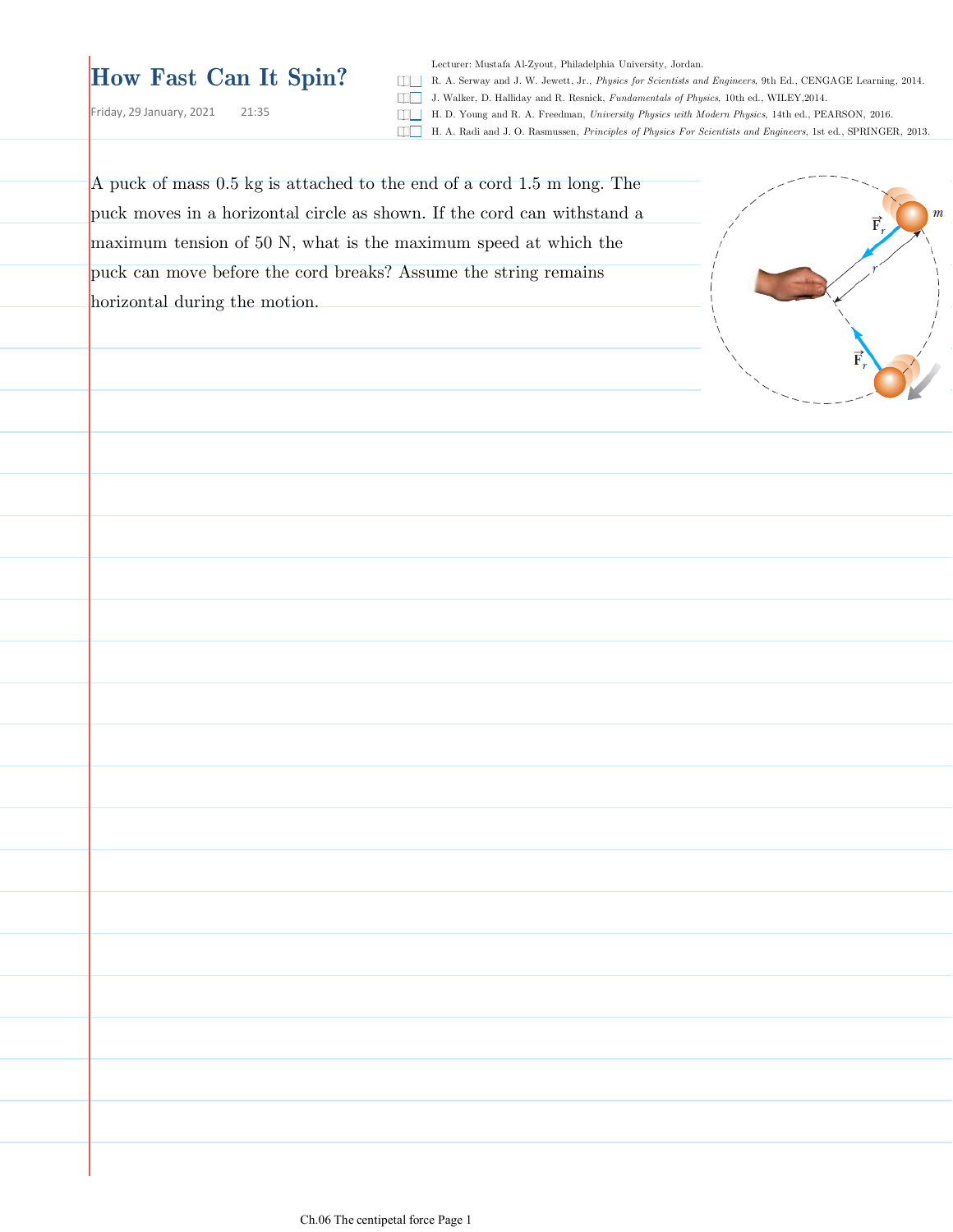# How Fast Can It Spin?

Friday, 29 January, 2021 21:35

Lecturer: Mustafa Al-Zyout, Philadelphia University, Jordan.

- R. A. Serway and J. W. Jewett, Jr., *Physics for Scientists and Engineers*, 9th Ed., CENGAGE Learning, 2014.
- J. Walker, D. Halliday and R. Resnick, *Fundamentals of Physics*, 10th ed., WILEY,2014.
- H. D. Young and R. A. Freedman, *University Physics with Modern Physics*, 14th ed., PEARSON, 2016.
- H. A. Radi and J. O. Rasmussen, *Principles of Physics For Scientists and Engineers*, 1st ed., SPRINGER, 2013.

A puck of mass 0.5 kg is attached to the end of a cord 1.5 m long. The puck moves in a horizontal circle as shown. If the cord can withstand a maximum tension of 50 N, what is the maximum speed at which the puck can move before the cord breaks? Assume the string remains horizontal during the motion.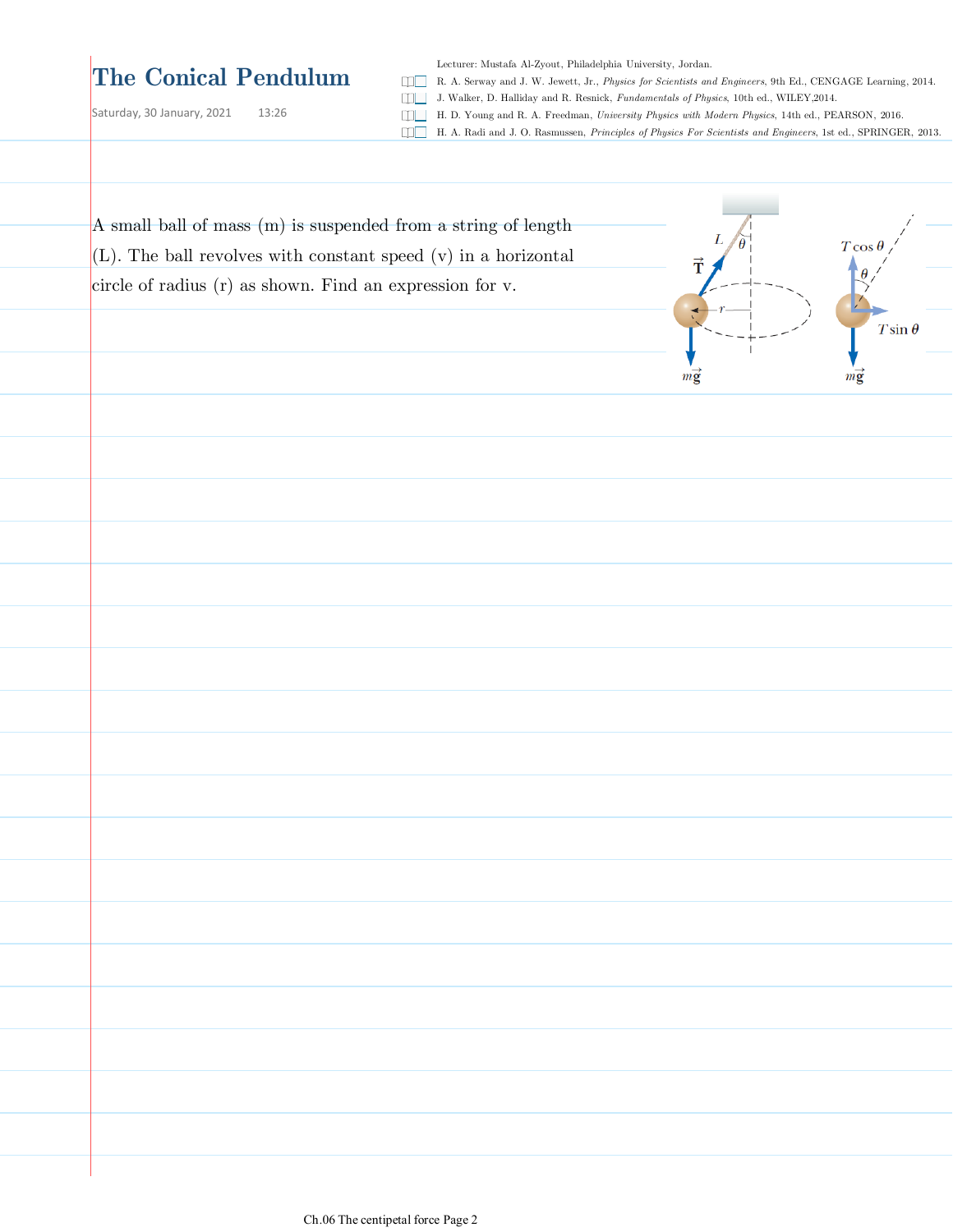# The Conical Pendulum

Saturday, 30 January, 2021 13:26

Lecturer: Mustafa Al-Zyout, Philadelphia University, Jordan.

- R. A. Serway and J. W. Jewett, Jr., *Physics for Scientists and Engineers*, 9th Ed., CENGAGE Learning, 2014.
- J. Walker, D. Halliday and R. Resnick, *Fundamentals of Physics*, 10th ed., WILEY,2014.
- H. D. Young and R. A. Freedman, *University Physics with Modern Physics*, 14th ed., PEARSON, 2016.
- H. A. Radi and J. O. Rasmussen, *Principles of Physics For Scientists and Engineers*, 1st ed., SPRINGER, 2013.

A small ball of mass (m) is suspended from a string of length (L). The ball revolves with constant speed (v) in a horizontal circle of radius (r) as shown. Find an expression for v.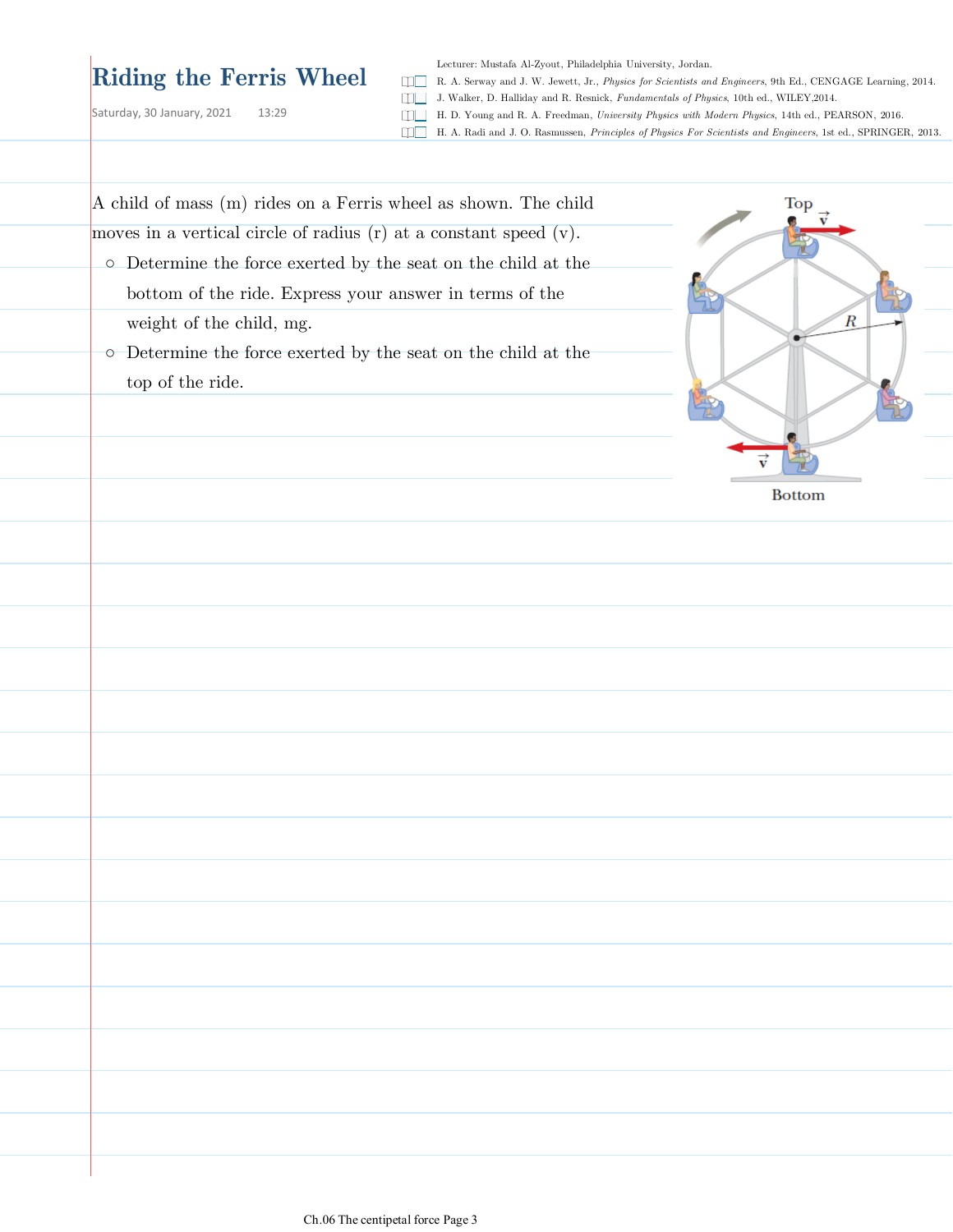# Riding the Ferris Wheel

Saturday, 30 January, 2021 13:29

Lecturer: Mustafa Al-Zyout, Philadelphia University, Jordan.

- R. A. Serway and J. W. Jewett, Jr., *Physics for Scientists and Engineers*, 9th Ed., CENGAGE Learning, 2014.
- J. Walker, D. Halliday and R. Resnick, *Fundamentals of Physics*, 10th ed., WILEY,2014.
- H. D. Young and R. A. Freedman, *University Physics with Modern Physics*, 14th ed., PEARSON, 2016.
- H. A. Radi and J. O. Rasmussen, *Principles of Physics For Scientists and Engineers*, 1st ed., SPRINGER, 2013.

A child of mass (m) rides on a Ferris wheel as shown. The child moves in a vertical circle of radius (r) at a constant speed (v).

- Determine the force exerted by the seat on the child at the bottom of the ride. Express your answer in terms of the weight of the child, mg.
- Determine the force exerted by the seat on the child at the top of the ride.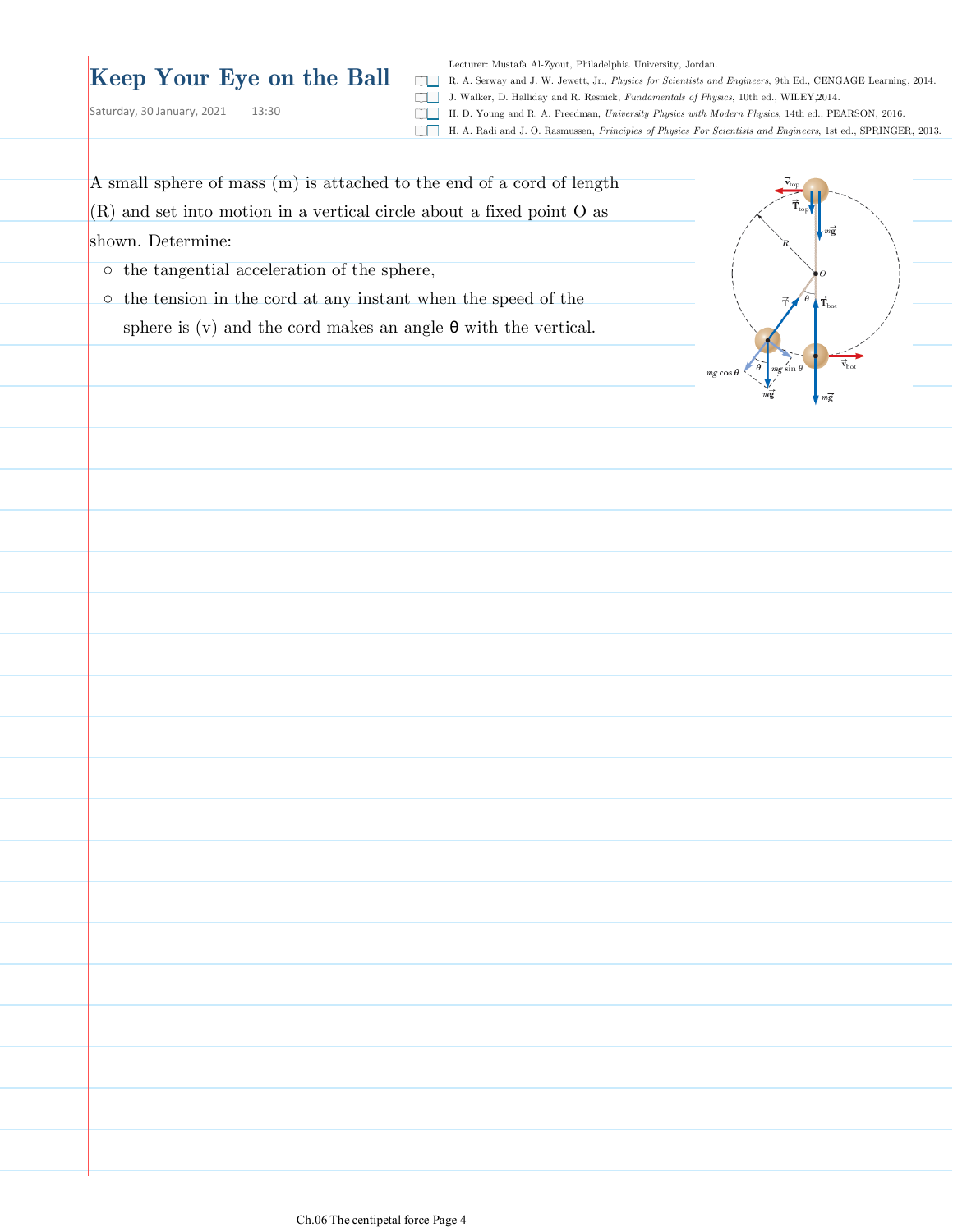# Keep Your Eye on the Ball

Saturday, 30 January, 2021 13:30

Lecturer: Mustafa Al-Zyout, Philadelphia University, Jordan.

- R. A. Serway and J. W. Jewett, Jr., *Physics for Scientists and Engineers*, 9th Ed., CENGAGE Learning, 2014.
- J. Walker, D. Halliday and R. Resnick, *Fundamentals of Physics*, 10th ed., WILEY,2014.
- H. D. Young and R. A. Freedman, *University Physics with Modern Physics*, 14th ed., PEARSON, 2016.
- H. A. Radi and J. O. Rasmussen, *Principles of Physics For Scientists and Engineers*, 1st ed., SPRINGER, 2013.

A small sphere of mass (m) is attached to the end of a cord of length (R) and set into motion in a vertical circle about a fixed point O as shown. Determine:

- the tangential acceleration of the sphere,
- the tension in the cord at any instant when the speed of the sphere is (v) and the cord makes an angle θ with the vertical.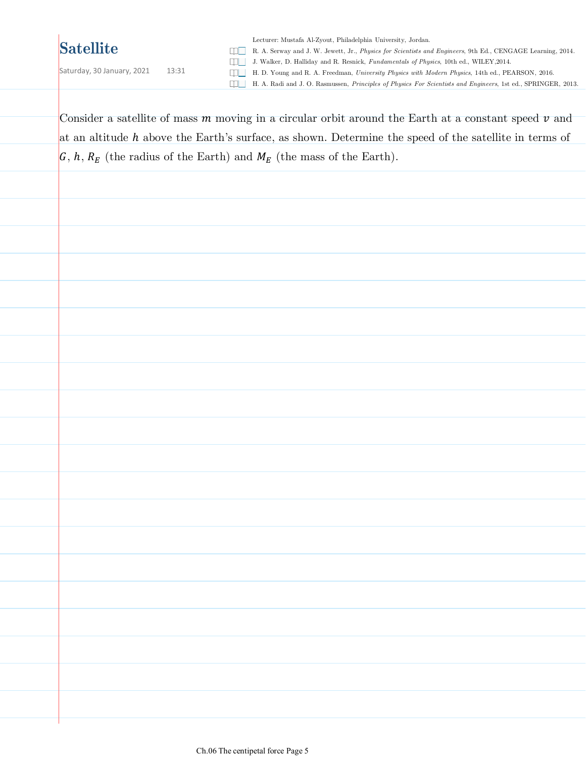# Satellite

Saturday, 30 January, 2021 13:31

Lecturer: Mustafa Al-Zyout, Philadelphia University, Jordan.

- R. A. Serway and J. W. Jewett, Jr., *Physics for Scientists and Engineers*, 9th Ed., CENGAGE Learning, 2014.
- J. Walker, D. Halliday and R. Resnick, *Fundamentals of Physics*, 10th ed., WILEY,2014.
- H. D. Young and R. A. Freedman, *University Physics with Modern Physics*, 14th ed., PEARSON, 2016.
- H. A. Radi and J. O. Rasmussen, *Principles of Physics For Scientists and Engineers*, 1st ed., SPRINGER, 2013.

Consider a satellite of mass $m$ moving in a circular orbit around the Earth at a constant speed $v$ and at an altitude $h$ above the Earth's surface, as shown. Determine the speed of the satellite in terms of $G$, $h$, $R_E$ (the radius of the Earth) and $M_E$ (the mass of the Earth).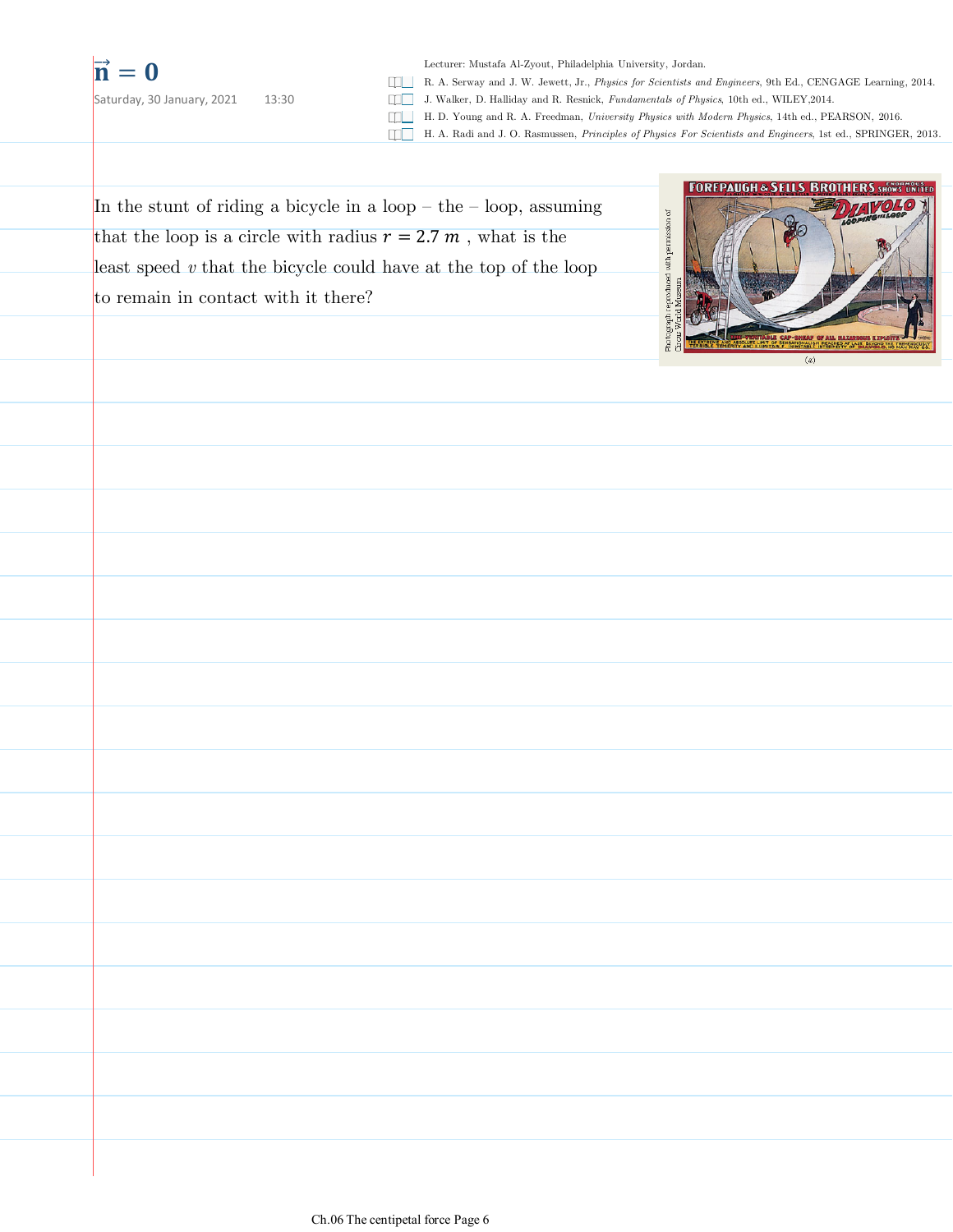# $\vec{\mathbf{n}} = \mathbf{0}$

Saturday, 30 January, 2021 13:30

Lecturer: Mustafa Al-Zyout, Philadelphia University, Jordan.

- R. A. Serway and J. W. Jewett, Jr., *Physics for Scientists and Engineers*, 9th Ed., CENGAGE Learning, 2014.
- J. Walker, D. Halliday and R. Resnick, *Fundamentals of Physics*, 10th ed., WILEY,2014.
- H. D. Young and R. A. Freedman, *University Physics with Modern Physics*, 14th ed., PEARSON, 2016.
- H. A. Radi and J. O. Rasmussen, *Principles of Physics For Scientists and Engineers*, 1st ed., SPRINGER, 2013.

In the stunt of riding a bicycle in a loop – the – loop, assuming that the loop is a circle with radius $r = 2.7\ m$ , what is the least speed $v$ that the bicycle could have at the top of the loop to remain in contact with it there?

Photograph reproduced with permission of Circus World Museum

(a)